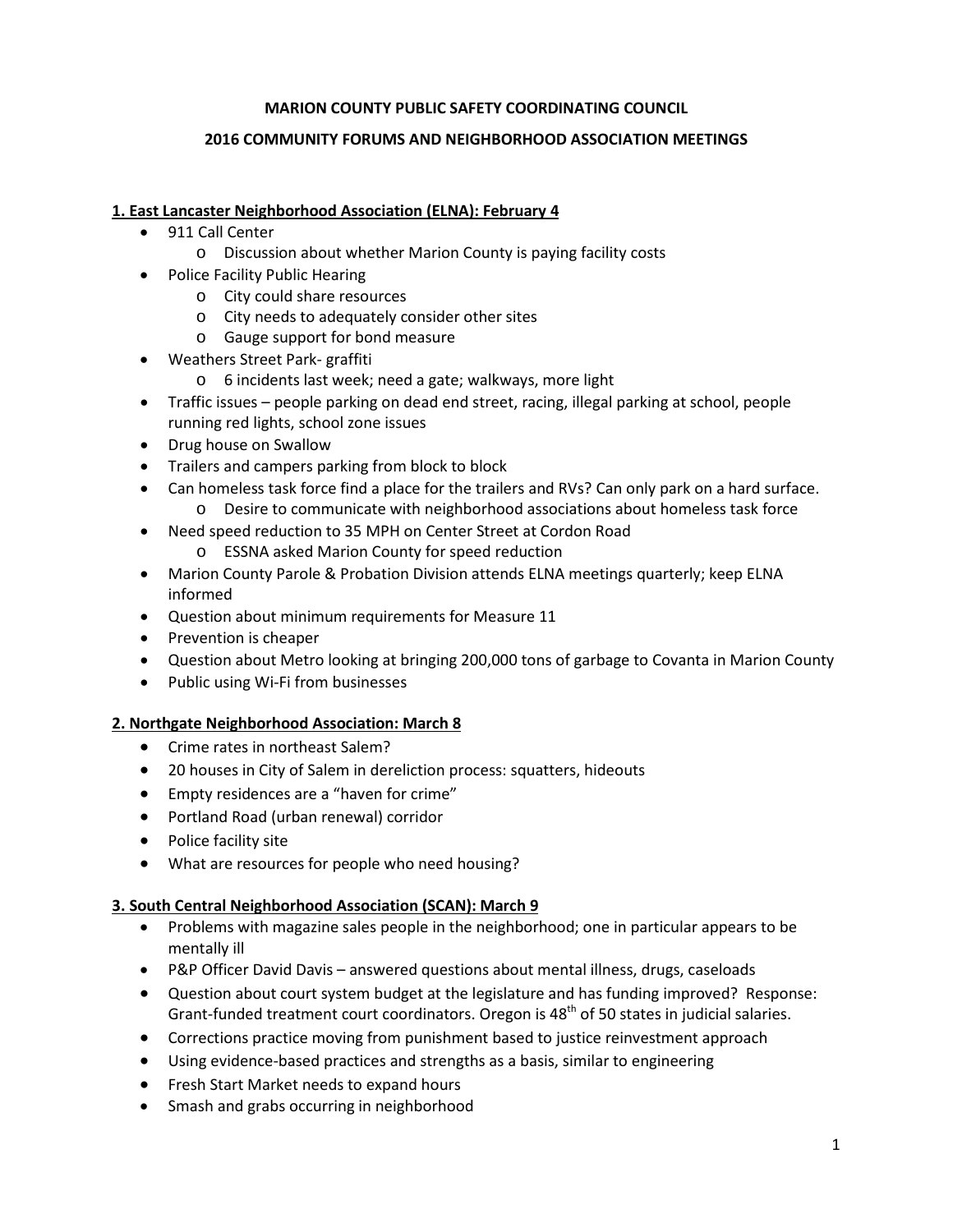# MARION COUNTY PUBLIC SAFETY COORDINATING COUNCIL

## 2016 COMMUNITY FORUMS AND NEIGHBORHOOD ASSOCIATION MEETINGS

### 1. East Lancaster Neighborhood Association (ELNA): February 4

- 911 Call Center
    - Discussion about whether Marion County is paying facility costs
- Police Facility Public Hearing
    - City could share resources
    - City needs to adequately consider other sites
    - Gauge support for bond measure
- Weathers Street Park- graffiti
    - 6 incidents last week; need a gate; walkways, more light
- Traffic issues – people parking on dead end street, racing, illegal parking at school, people running red lights, school zone issues
- Drug house on Swallow
- Trailers and campers parking from block to block
- Can homeless task force find a place for the trailers and RVs? Can only park on a hard surface.
    - Desire to communicate with neighborhood associations about homeless task force
- Need speed reduction to 35 MPH on Center Street at Cordon Road
    - ESSNA asked Marion County for speed reduction
- Marion County Parole & Probation Division attends ELNA meetings quarterly; keep ELNA informed
- Question about minimum requirements for Measure 11
- Prevention is cheaper
- Question about Metro looking at bringing 200,000 tons of garbage to Covanta in Marion County
- Public using Wi-Fi from businesses

### 2. Northgate Neighborhood Association: March 8

- Crime rates in northeast Salem?
- 20 houses in City of Salem in dereliction process: squatters, hideouts
- Empty residences are a "haven for crime"
- Portland Road (urban renewal) corridor
- Police facility site
- What are resources for people who need housing?

### 3. South Central Neighborhood Association (SCAN): March 9

- Problems with magazine sales people in the neighborhood; one in particular appears to be mentally ill
- P&P Officer David Davis – answered questions about mental illness, drugs, caseloads
- Question about court system budget at the legislature and has funding improved? Response: Grant-funded treatment court coordinators. Oregon is 48th of 50 states in judicial salaries.
- Corrections practice moving from punishment based to justice reinvestment approach
- Using evidence-based practices and strengths as a basis, similar to engineering
- Fresh Start Market needs to expand hours
- Smash and grabs occurring in neighborhood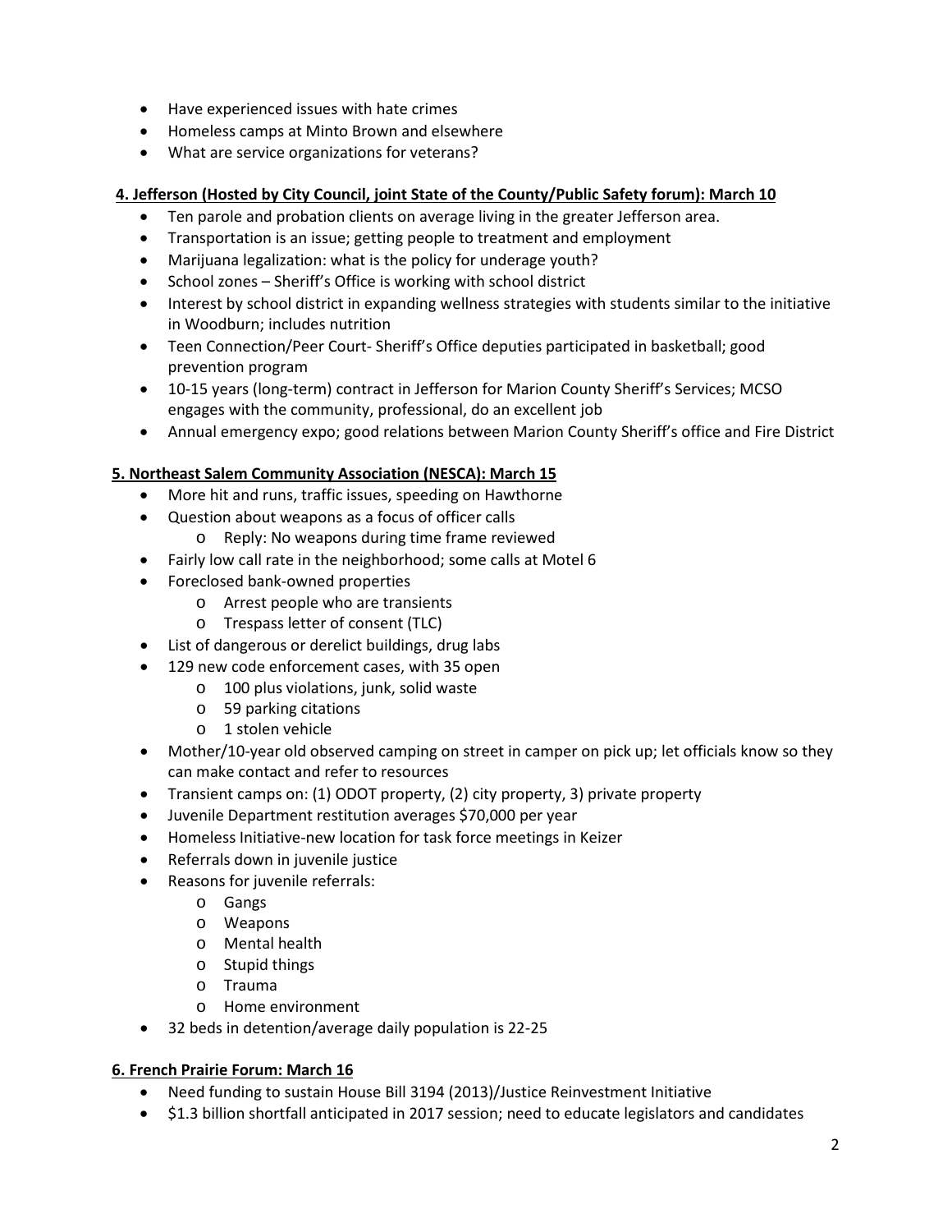- Have experienced issues with hate crimes
- Homeless camps at Minto Brown and elsewhere
- What are service organizations for veterans?

**4. Jefferson (Hosted by City Council, joint State of the County/Public Safety forum): March 10**

- Ten parole and probation clients on average living in the greater Jefferson area.
- Transportation is an issue; getting people to treatment and employment
- Marijuana legalization: what is the policy for underage youth?
- School zones – Sheriff's Office is working with school district
- Interest by school district in expanding wellness strategies with students similar to the initiative in Woodburn; includes nutrition
- Teen Connection/Peer Court- Sheriff's Office deputies participated in basketball; good prevention program
- 10-15 years (long-term) contract in Jefferson for Marion County Sheriff's Services; MCSO engages with the community, professional, do an excellent job
- Annual emergency expo; good relations between Marion County Sheriff's office and Fire District

**5. Northeast Salem Community Association (NESCA): March 15**

- More hit and runs, traffic issues, speeding on Hawthorne
- Question about weapons as a focus of officer calls
  - Reply: No weapons during time frame reviewed
- Fairly low call rate in the neighborhood; some calls at Motel 6
- Foreclosed bank-owned properties
  - Arrest people who are transients
  - Trespass letter of consent (TLC)
- List of dangerous or derelict buildings, drug labs
- 129 new code enforcement cases, with 35 open
  - 100 plus violations, junk, solid waste
  - 59 parking citations
  - 1 stolen vehicle
- Mother/10-year old observed camping on street in camper on pick up; let officials know so they can make contact and refer to resources
- Transient camps on: (1) ODOT property, (2) city property, 3) private property
- Juvenile Department restitution averages $70,000 per year
- Homeless Initiative-new location for task force meetings in Keizer
- Referrals down in juvenile justice
- Reasons for juvenile referrals:
  - Gangs
  - Weapons
  - Mental health
  - Stupid things
  - Trauma
  - Home environment
- 32 beds in detention/average daily population is 22-25

**6. French Prairie Forum: March 16**

- Need funding to sustain House Bill 3194 (2013)/Justice Reinvestment Initiative
- $1.3 billion shortfall anticipated in 2017 session; need to educate legislators and candidates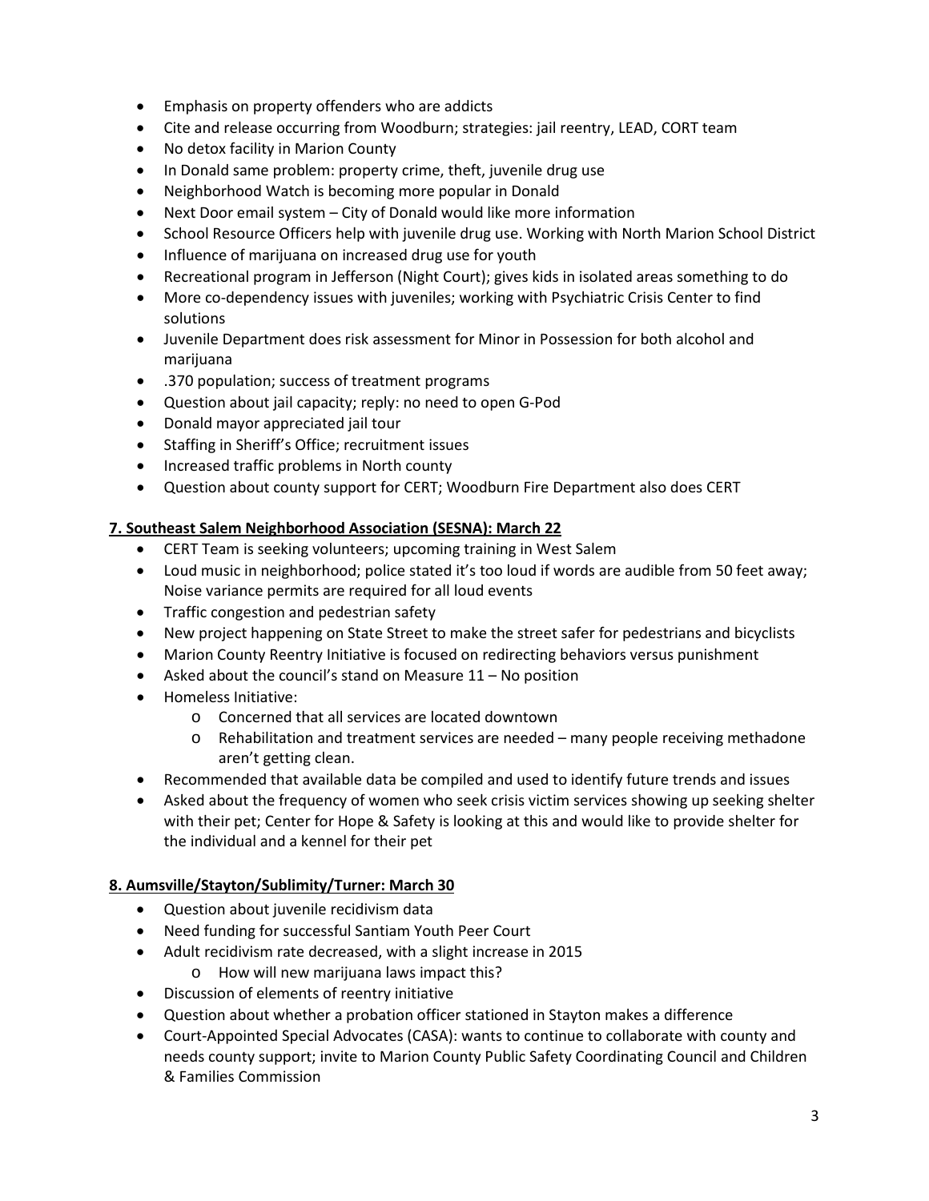- Emphasis on property offenders who are addicts
- Cite and release occurring from Woodburn; strategies: jail reentry, LEAD, CORT team
- No detox facility in Marion County
- In Donald same problem: property crime, theft, juvenile drug use
- Neighborhood Watch is becoming more popular in Donald
- Next Door email system – City of Donald would like more information
- School Resource Officers help with juvenile drug use. Working with North Marion School District
- Influence of marijuana on increased drug use for youth
- Recreational program in Jefferson (Night Court); gives kids in isolated areas something to do
- More co-dependency issues with juveniles; working with Psychiatric Crisis Center to find solutions
- Juvenile Department does risk assessment for Minor in Possession for both alcohol and marijuana
- .370 population; success of treatment programs
- Question about jail capacity; reply: no need to open G-Pod
- Donald mayor appreciated jail tour
- Staffing in Sheriff's Office; recruitment issues
- Increased traffic problems in North county
- Question about county support for CERT; Woodburn Fire Department also does CERT

**7. Southeast Salem Neighborhood Association (SESNA): March 22**

- CERT Team is seeking volunteers; upcoming training in West Salem
- Loud music in neighborhood; police stated it's too loud if words are audible from 50 feet away; Noise variance permits are required for all loud events
- Traffic congestion and pedestrian safety
- New project happening on State Street to make the street safer for pedestrians and bicyclists
- Marion County Reentry Initiative is focused on redirecting behaviors versus punishment
- Asked about the council's stand on Measure 11 – No position
- Homeless Initiative:
  - Concerned that all services are located downtown
  - Rehabilitation and treatment services are needed – many people receiving methadone aren't getting clean.
- Recommended that available data be compiled and used to identify future trends and issues
- Asked about the frequency of women who seek crisis victim services showing up seeking shelter with their pet; Center for Hope & Safety is looking at this and would like to provide shelter for the individual and a kennel for their pet

**8. Aumsville/Stayton/Sublimity/Turner: March 30**

- Question about juvenile recidivism data
- Need funding for successful Santiam Youth Peer Court
- Adult recidivism rate decreased, with a slight increase in 2015
  - How will new marijuana laws impact this?
- Discussion of elements of reentry initiative
- Question about whether a probation officer stationed in Stayton makes a difference
- Court-Appointed Special Advocates (CASA): wants to continue to collaborate with county and needs county support; invite to Marion County Public Safety Coordinating Council and Children & Families Commission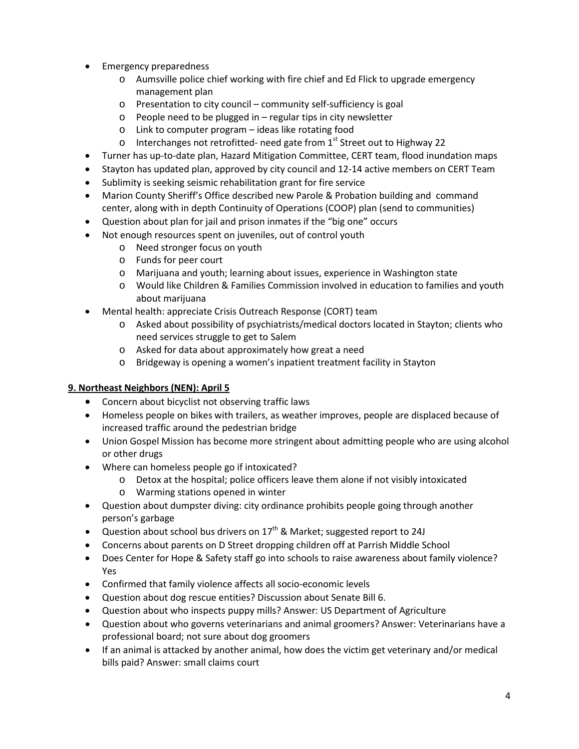- Emergency preparedness
  - Aumsville police chief working with fire chief and Ed Flick to upgrade emergency management plan
  - Presentation to city council – community self-sufficiency is goal
  - People need to be plugged in – regular tips in city newsletter
  - Link to computer program – ideas like rotating food
  - Interchanges not retrofitted- need gate from 1st Street out to Highway 22
- Turner has up-to-date plan, Hazard Mitigation Committee, CERT team, flood inundation maps
- Stayton has updated plan, approved by city council and 12-14 active members on CERT Team
- Sublimity is seeking seismic rehabilitation grant for fire service
- Marion County Sheriff's Office described new Parole & Probation building and command center, along with in depth Continuity of Operations (COOP) plan (send to communities)
- Question about plan for jail and prison inmates if the "big one" occurs
- Not enough resources spent on juveniles, out of control youth
  - Need stronger focus on youth
  - Funds for peer court
  - Marijuana and youth; learning about issues, experience in Washington state
  - Would like Children & Families Commission involved in education to families and youth about marijuana
- Mental health: appreciate Crisis Outreach Response (CORT) team
  - Asked about possibility of psychiatrists/medical doctors located in Stayton; clients who need services struggle to get to Salem
  - Asked for data about approximately how great a need
  - Bridgeway is opening a women's inpatient treatment facility in Stayton

**9. Northeast Neighbors (NEN): April 5**

- Concern about bicyclist not observing traffic laws
- Homeless people on bikes with trailers, as weather improves, people are displaced because of increased traffic around the pedestrian bridge
- Union Gospel Mission has become more stringent about admitting people who are using alcohol or other drugs
- Where can homeless people go if intoxicated?
  - Detox at the hospital; police officers leave them alone if not visibly intoxicated
  - Warming stations opened in winter
- Question about dumpster diving: city ordinance prohibits people going through another person's garbage
- Question about school bus drivers on 17th & Market; suggested report to 24J
- Concerns about parents on D Street dropping children off at Parrish Middle School
- Does Center for Hope & Safety staff go into schools to raise awareness about family violence? Yes
- Confirmed that family violence affects all socio-economic levels
- Question about dog rescue entities? Discussion about Senate Bill 6.
- Question about who inspects puppy mills? Answer: US Department of Agriculture
- Question about who governs veterinarians and animal groomers? Answer: Veterinarians have a professional board; not sure about dog groomers
- If an animal is attacked by another animal, how does the victim get veterinary and/or medical bills paid? Answer: small claims court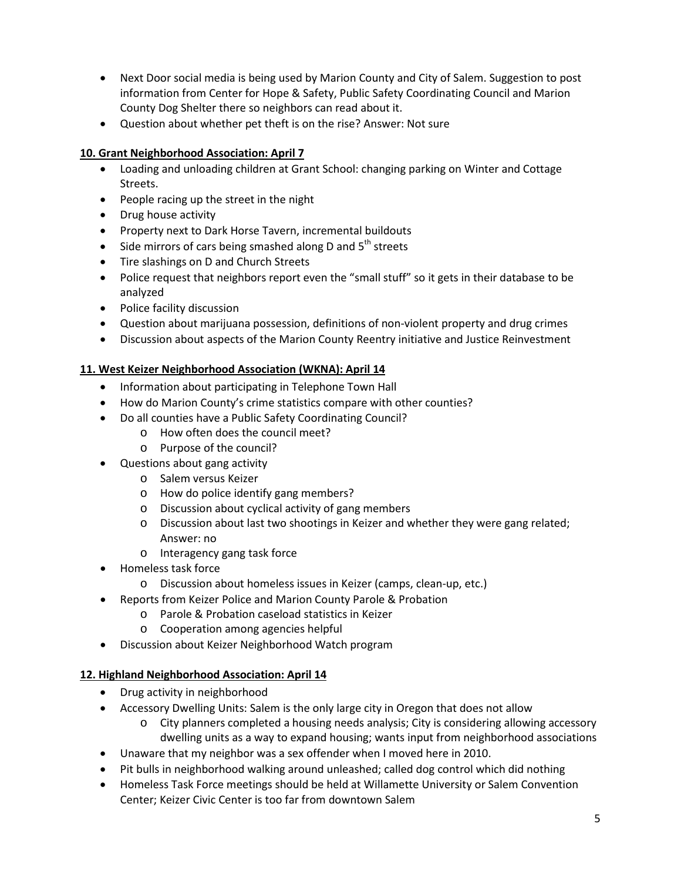- Next Door social media is being used by Marion County and City of Salem. Suggestion to post information from Center for Hope & Safety, Public Safety Coordinating Council and Marion County Dog Shelter there so neighbors can read about it.
- Question about whether pet theft is on the rise? Answer: Not sure

**10. Grant Neighborhood Association: April 7**

- Loading and unloading children at Grant School: changing parking on Winter and Cottage Streets.
- People racing up the street in the night
- Drug house activity
- Property next to Dark Horse Tavern, incremental buildouts
- Side mirrors of cars being smashed along D and 5th streets
- Tire slashings on D and Church Streets
- Police request that neighbors report even the "small stuff" so it gets in their database to be analyzed
- Police facility discussion
- Question about marijuana possession, definitions of non-violent property and drug crimes
- Discussion about aspects of the Marion County Reentry initiative and Justice Reinvestment

**11. West Keizer Neighborhood Association (WKNA): April 14**

- Information about participating in Telephone Town Hall
- How do Marion County's crime statistics compare with other counties?
- Do all counties have a Public Safety Coordinating Council?
  - How often does the council meet?
  - Purpose of the council?
- Questions about gang activity
  - Salem versus Keizer
  - How do police identify gang members?
  - Discussion about cyclical activity of gang members
  - Discussion about last two shootings in Keizer and whether they were gang related; Answer: no
  - Interagency gang task force
- Homeless task force
  - Discussion about homeless issues in Keizer (camps, clean-up, etc.)
- Reports from Keizer Police and Marion County Parole & Probation
  - Parole & Probation caseload statistics in Keizer
  - Cooperation among agencies helpful
- Discussion about Keizer Neighborhood Watch program

**12. Highland Neighborhood Association: April 14**

- Drug activity in neighborhood
- Accessory Dwelling Units: Salem is the only large city in Oregon that does not allow
  - City planners completed a housing needs analysis; City is considering allowing accessory dwelling units as a way to expand housing; wants input from neighborhood associations
- Unaware that my neighbor was a sex offender when I moved here in 2010.
- Pit bulls in neighborhood walking around unleashed; called dog control which did nothing
- Homeless Task Force meetings should be held at Willamette University or Salem Convention Center; Keizer Civic Center is too far from downtown Salem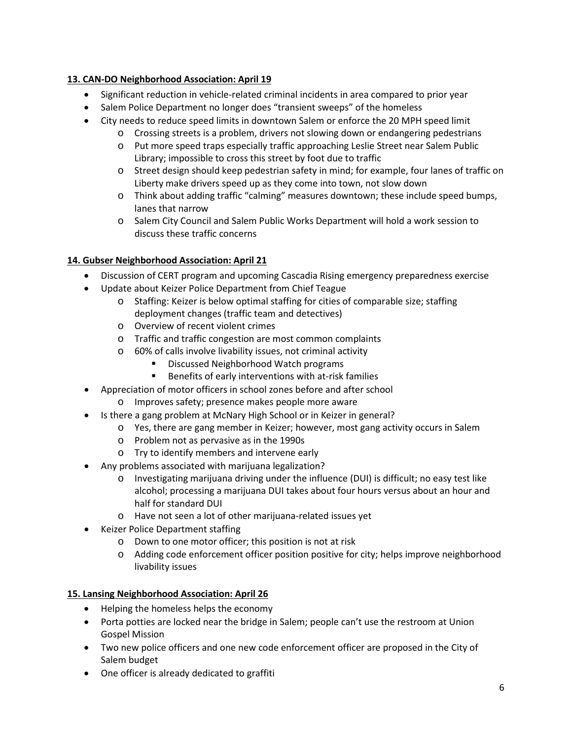**13. CAN-DO Neighborhood Association: April 19**

- Significant reduction in vehicle-related criminal incidents in area compared to prior year
- Salem Police Department no longer does "transient sweeps" of the homeless
- City needs to reduce speed limits in downtown Salem or enforce the 20 MPH speed limit
  - Crossing streets is a problem, drivers not slowing down or endangering pedestrians
  - Put more speed traps especially traffic approaching Leslie Street near Salem Public Library; impossible to cross this street by foot due to traffic
  - Street design should keep pedestrian safety in mind; for example, four lanes of traffic on Liberty make drivers speed up as they come into town, not slow down
  - Think about adding traffic "calming" measures downtown; these include speed bumps, lanes that narrow
  - Salem City Council and Salem Public Works Department will hold a work session to discuss these traffic concerns

**14. Gubser Neighborhood Association: April 21**

- Discussion of CERT program and upcoming Cascadia Rising emergency preparedness exercise
- Update about Keizer Police Department from Chief Teague
  - Staffing: Keizer is below optimal staffing for cities of comparable size; staffing deployment changes (traffic team and detectives)
  - Overview of recent violent crimes
  - Traffic and traffic congestion are most common complaints
  - 60% of calls involve livability issues, not criminal activity
    - Discussed Neighborhood Watch programs
    - Benefits of early interventions with at-risk families
- Appreciation of motor officers in school zones before and after school
  - Improves safety; presence makes people more aware
- Is there a gang problem at McNary High School or in Keizer in general?
  - Yes, there are gang member in Keizer; however, most gang activity occurs in Salem
  - Problem not as pervasive as in the 1990s
  - Try to identify members and intervene early
- Any problems associated with marijuana legalization?
  - Investigating marijuana driving under the influence (DUI) is difficult; no easy test like alcohol; processing a marijuana DUI takes about four hours versus about an hour and half for standard DUI
  - Have not seen a lot of other marijuana-related issues yet
- Keizer Police Department staffing
  - Down to one motor officer; this position is not at risk
  - Adding code enforcement officer position positive for city; helps improve neighborhood livability issues

**15. Lansing Neighborhood Association: April 26**

- Helping the homeless helps the economy
- Porta potties are locked near the bridge in Salem; people can't use the restroom at Union Gospel Mission
- Two new police officers and one new code enforcement officer are proposed in the City of Salem budget
- One officer is already dedicated to graffiti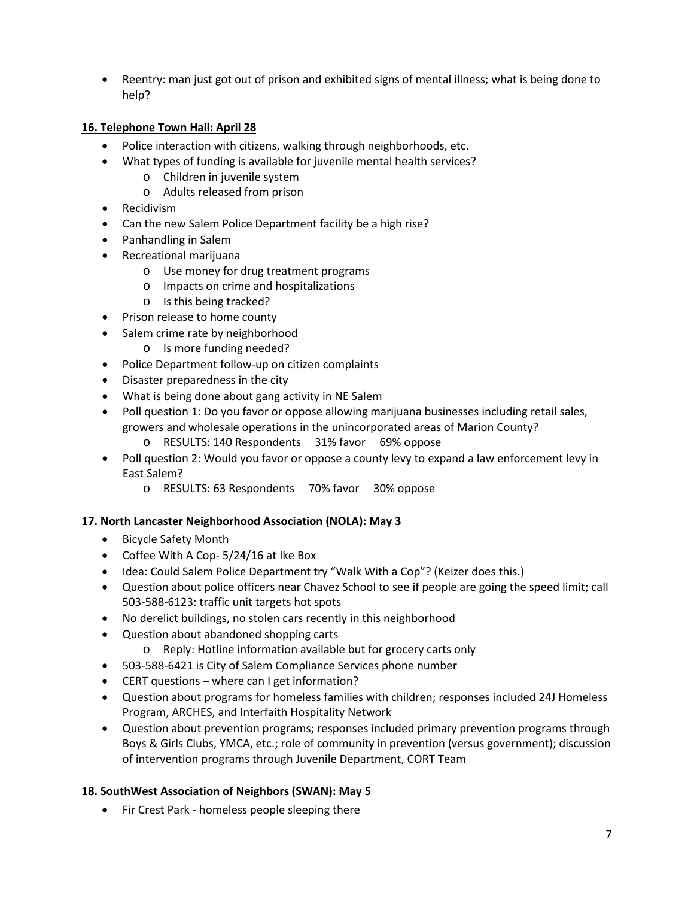- Reentry: man just got out of prison and exhibited signs of mental illness; what is being done to help?

**16. Telephone Town Hall: April 28**

- Police interaction with citizens, walking through neighborhoods, etc.
- What types of funding is available for juvenile mental health services?
  - Children in juvenile system
  - Adults released from prison
- Recidivism
- Can the new Salem Police Department facility be a high rise?
- Panhandling in Salem
- Recreational marijuana
  - Use money for drug treatment programs
  - Impacts on crime and hospitalizations
  - Is this being tracked?
- Prison release to home county
- Salem crime rate by neighborhood
  - Is more funding needed?
- Police Department follow-up on citizen complaints
- Disaster preparedness in the city
- What is being done about gang activity in NE Salem
- Poll question 1: Do you favor or oppose allowing marijuana businesses including retail sales, growers and wholesale operations in the unincorporated areas of Marion County?
  - RESULTS: 140 Respondents 31% favor 69% oppose
- Poll question 2: Would you favor or oppose a county levy to expand a law enforcement levy in East Salem?
  - RESULTS: 63 Respondents 70% favor 30% oppose

**17. North Lancaster Neighborhood Association (NOLA): May 3**

- Bicycle Safety Month
- Coffee With A Cop- 5/24/16 at Ike Box
- Idea: Could Salem Police Department try "Walk With a Cop"? (Keizer does this.)
- Question about police officers near Chavez School to see if people are going the speed limit; call 503-588-6123: traffic unit targets hot spots
- No derelict buildings, no stolen cars recently in this neighborhood
- Question about abandoned shopping carts
  - Reply: Hotline information available but for grocery carts only
- 503-588-6421 is City of Salem Compliance Services phone number
- CERT questions – where can I get information?
- Question about programs for homeless families with children; responses included 24J Homeless Program, ARCHES, and Interfaith Hospitality Network
- Question about prevention programs; responses included primary prevention programs through Boys & Girls Clubs, YMCA, etc.; role of community in prevention (versus government); discussion of intervention programs through Juvenile Department, CORT Team

**18. SouthWest Association of Neighbors (SWAN): May 5**

- Fir Crest Park - homeless people sleeping there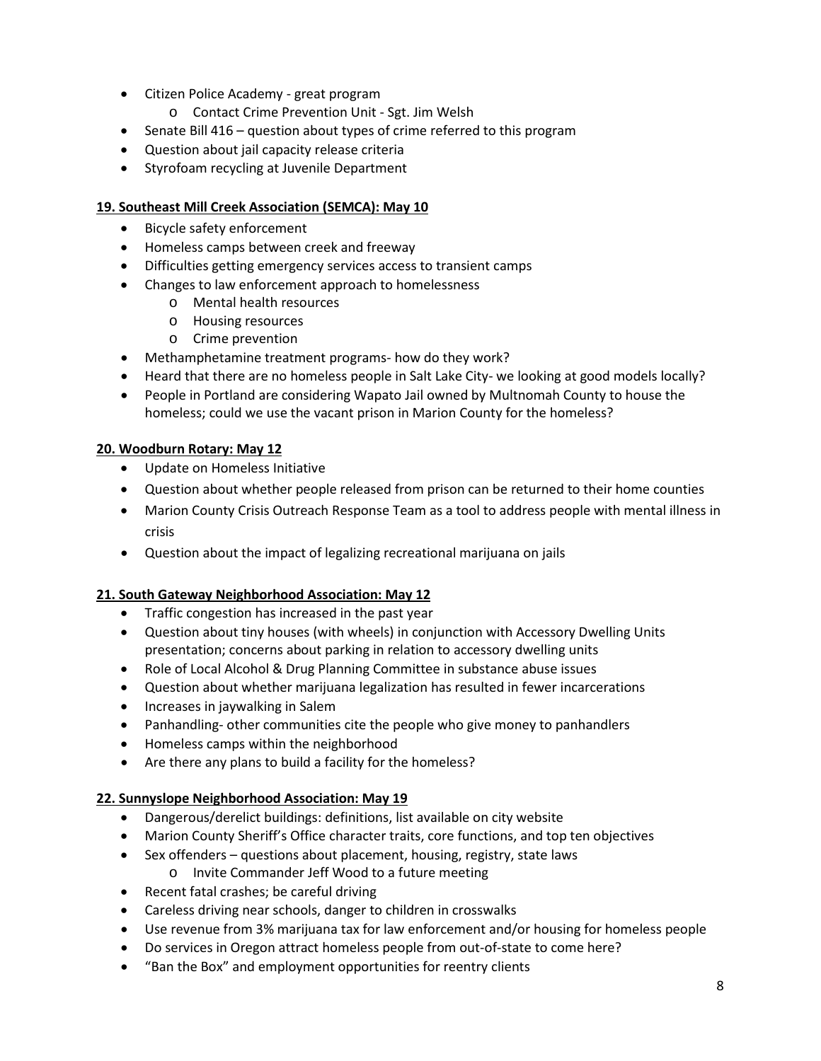- Citizen Police Academy - great program
  - Contact Crime Prevention Unit - Sgt. Jim Welsh
- Senate Bill 416 – question about types of crime referred to this program
- Question about jail capacity release criteria
- Styrofoam recycling at Juvenile Department

**19. Southeast Mill Creek Association (SEMCA): May 10**

- Bicycle safety enforcement
- Homeless camps between creek and freeway
- Difficulties getting emergency services access to transient camps
- Changes to law enforcement approach to homelessness
  - Mental health resources
  - Housing resources
  - Crime prevention
- Methamphetamine treatment programs- how do they work?
- Heard that there are no homeless people in Salt Lake City- we looking at good models locally?
- People in Portland are considering Wapato Jail owned by Multnomah County to house the homeless; could we use the vacant prison in Marion County for the homeless?

**20. Woodburn Rotary: May 12**

- Update on Homeless Initiative
- Question about whether people released from prison can be returned to their home counties
- Marion County Crisis Outreach Response Team as a tool to address people with mental illness in crisis
- Question about the impact of legalizing recreational marijuana on jails

**21. South Gateway Neighborhood Association: May 12**

- Traffic congestion has increased in the past year
- Question about tiny houses (with wheels) in conjunction with Accessory Dwelling Units presentation; concerns about parking in relation to accessory dwelling units
- Role of Local Alcohol & Drug Planning Committee in substance abuse issues
- Question about whether marijuana legalization has resulted in fewer incarcerations
- Increases in jaywalking in Salem
- Panhandling- other communities cite the people who give money to panhandlers
- Homeless camps within the neighborhood
- Are there any plans to build a facility for the homeless?

**22. Sunnyslope Neighborhood Association: May 19**

- Dangerous/derelict buildings: definitions, list available on city website
- Marion County Sheriff's Office character traits, core functions, and top ten objectives
- Sex offenders – questions about placement, housing, registry, state laws
  - Invite Commander Jeff Wood to a future meeting
- Recent fatal crashes; be careful driving
- Careless driving near schools, danger to children in crosswalks
- Use revenue from 3% marijuana tax for law enforcement and/or housing for homeless people
- Do services in Oregon attract homeless people from out-of-state to come here?
- "Ban the Box" and employment opportunities for reentry clients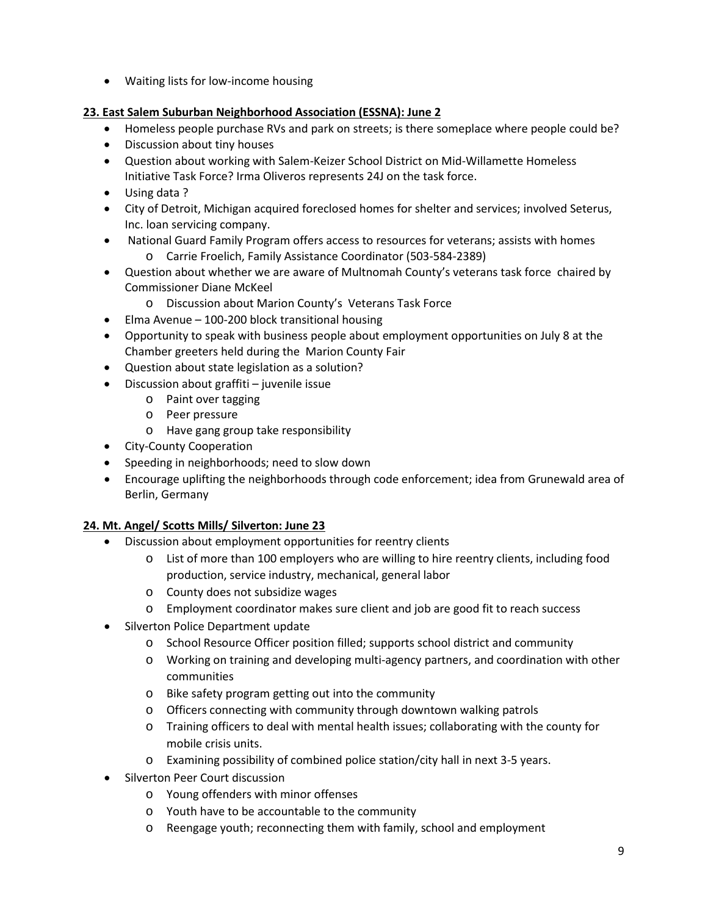- Waiting lists for low-income housing

**23. East Salem Suburban Neighborhood Association (ESSNA): June 2**

- Homeless people purchase RVs and park on streets; is there someplace where people could be?
- Discussion about tiny houses
- Question about working with Salem-Keizer School District on Mid-Willamette Homeless Initiative Task Force? Irma Oliveros represents 24J on the task force.
- Using data ?
- City of Detroit, Michigan acquired foreclosed homes for shelter and services; involved Seterus, Inc. loan servicing company.
- National Guard Family Program offers access to resources for veterans; assists with homes
  - Carrie Froelich, Family Assistance Coordinator (503-584-2389)
- Question about whether we are aware of Multnomah County's veterans task force chaired by Commissioner Diane McKeel
  - Discussion about Marion County's Veterans Task Force
- Elma Avenue – 100-200 block transitional housing
- Opportunity to speak with business people about employment opportunities on July 8 at the Chamber greeters held during the Marion County Fair
- Question about state legislation as a solution?
- Discussion about graffiti – juvenile issue
  - Paint over tagging
  - Peer pressure
  - Have gang group take responsibility
- City-County Cooperation
- Speeding in neighborhoods; need to slow down
- Encourage uplifting the neighborhoods through code enforcement; idea from Grunewald area of Berlin, Germany

**24. Mt. Angel/ Scotts Mills/ Silverton: June 23**

- Discussion about employment opportunities for reentry clients
  - List of more than 100 employers who are willing to hire reentry clients, including food production, service industry, mechanical, general labor
  - County does not subsidize wages
  - Employment coordinator makes sure client and job are good fit to reach success
- Silverton Police Department update
  - School Resource Officer position filled; supports school district and community
  - Working on training and developing multi-agency partners, and coordination with other communities
  - Bike safety program getting out into the community
  - Officers connecting with community through downtown walking patrols
  - Training officers to deal with mental health issues; collaborating with the county for mobile crisis units.
  - Examining possibility of combined police station/city hall in next 3-5 years.
- Silverton Peer Court discussion
  - Young offenders with minor offenses
  - Youth have to be accountable to the community
  - Reengage youth; reconnecting them with family, school and employment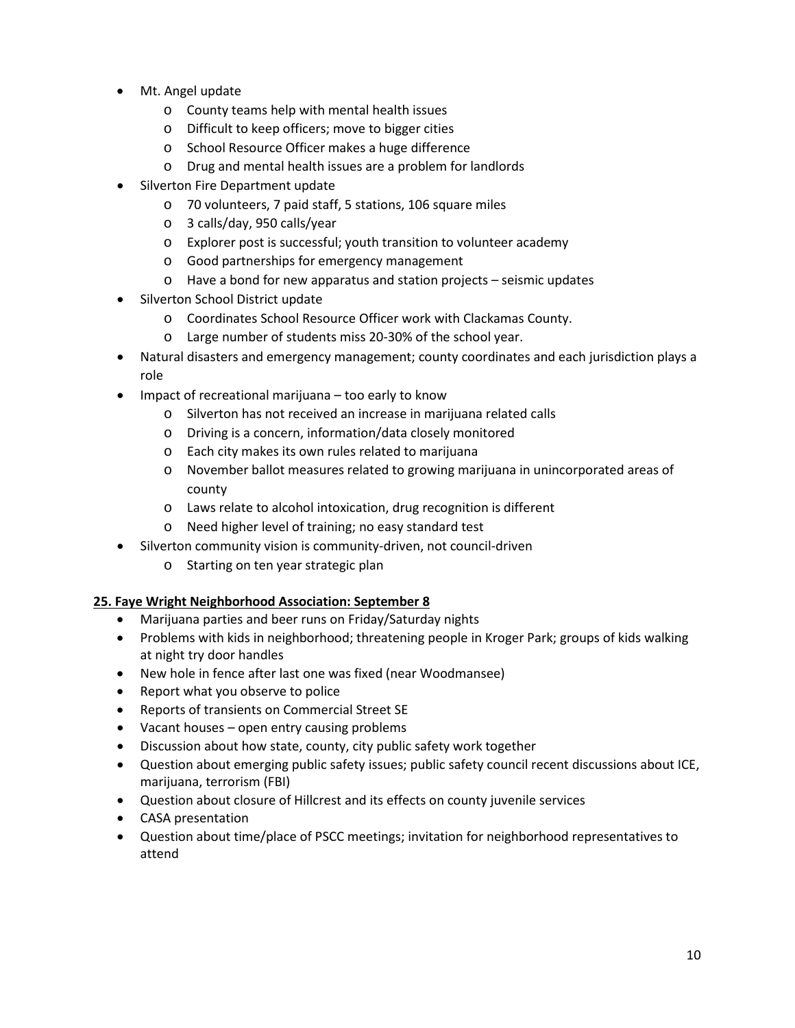- Mt. Angel update
    - County teams help with mental health issues
    - Difficult to keep officers; move to bigger cities
    - School Resource Officer makes a huge difference
    - Drug and mental health issues are a problem for landlords
- Silverton Fire Department update
    - 70 volunteers, 7 paid staff, 5 stations, 106 square miles
    - 3 calls/day, 950 calls/year
    - Explorer post is successful; youth transition to volunteer academy
    - Good partnerships for emergency management
    - Have a bond for new apparatus and station projects – seismic updates
- Silverton School District update
    - Coordinates School Resource Officer work with Clackamas County.
    - Large number of students miss 20-30% of the school year.
- Natural disasters and emergency management; county coordinates and each jurisdiction plays a role
- Impact of recreational marijuana – too early to know
    - Silverton has not received an increase in marijuana related calls
    - Driving is a concern, information/data closely monitored
    - Each city makes its own rules related to marijuana
    - November ballot measures related to growing marijuana in unincorporated areas of county
    - Laws relate to alcohol intoxication, drug recognition is different
    - Need higher level of training; no easy standard test
- Silverton community vision is community-driven, not council-driven
    - Starting on ten year strategic plan

**25. Faye Wright Neighborhood Association: September 8**

- Marijuana parties and beer runs on Friday/Saturday nights
- Problems with kids in neighborhood; threatening people in Kroger Park; groups of kids walking at night try door handles
- New hole in fence after last one was fixed (near Woodmansee)
- Report what you observe to police
- Reports of transients on Commercial Street SE
- Vacant houses – open entry causing problems
- Discussion about how state, county, city public safety work together
- Question about emerging public safety issues; public safety council recent discussions about ICE, marijuana, terrorism (FBI)
- Question about closure of Hillcrest and its effects on county juvenile services
- CASA presentation
- Question about time/place of PSCC meetings; invitation for neighborhood representatives to attend